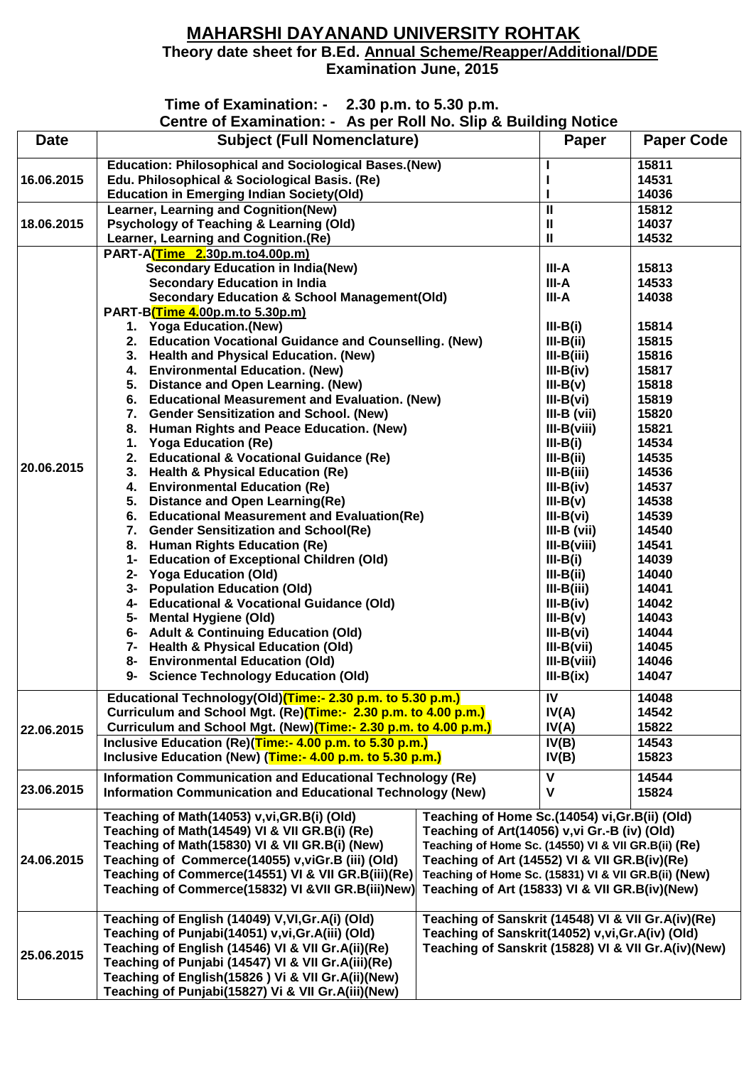# MAHARSHI DAYANAND UNIVERSITY ROHTAK

**Theory date sheet for B.Ed. Annual Scheme/Reapper/Additional/DDE Examination June, 2015**

**Time of Examination: - 2.30 p.m. to 5.30 p.m.**

**Centre of Examination: - As per Roll No. Slip & Building Notice**

| Date | Subject (Full Nomenclature) | Paper | Paper Code |
|---|---|---|---|
| 16.06.2015 | Education: Philosophical and Sociological Bases.(New)<br>Edu. Philosophical & Sociological Basis. (Re)<br>Education in Emerging Indian Society(Old) | I<br>I<br>I | 15811<br>14531<br>14036 |
| 18.06.2015 | Learner, Learning and Cognition(New)<br>Psychology of Teaching & Learning (Old)<br>Learner, Learning and Cognition.(Re) | II<br>II<br>II | 15812<br>14037<br>14532 |
| 20.06.2015 | PART-A(Time 2.30p.m.to4.00p.m)<br>Secondary Education in India(New)<br>Secondary Education in India<br>Secondary Education & School Management(Old)<br>PART-B(Time 4.00p.m.to 5.30p.m)<br>1. Yoga Education.(New)<br>2. Education Vocational Guidance and Counselling. (New)<br>3. Health and Physical Education. (New)<br>4. Environmental Education. (New)<br>5. Distance and Open Learning. (New)<br>6. Educational Measurement and Evaluation. (New)<br>7. Gender Sensitization and School. (New)<br>8. Human Rights and Peace Education. (New)<br>1. Yoga Education (Re)<br>2. Educational & Vocational Guidance (Re)<br>3. Health & Physical Education (Re)<br>4. Environmental Education (Re)<br>5. Distance and Open Learning(Re)<br>6. Educational Measurement and Evaluation(Re)<br>7. Gender Sensitization and School(Re)<br>8. Human Rights Education (Re)<br>1- Education of Exceptional Children (Old)<br>2- Yoga Education (Old)<br>3- Population Education (Old)<br>4- Educational & Vocational Guidance (Old)<br>5- Mental Hygiene (Old)<br>6- Adult & Continuing Education (Old)<br>7- Health & Physical Education (Old)<br>8- Environmental Education (Old)<br>9- Science Technology Education (Old) | <br>III-A<br>III-A<br>III-A<br><br>III-B(i)<br>III-B(ii)<br>III-B(iii)<br>III-B(iv)<br>III-B(v)<br>III-B(vi)<br>III-B (vii)<br>III-B(viii)<br>III-B(i)<br>III-B(ii)<br>III-B(iii)<br>III-B(iv)<br>III-B(v)<br>III-B(vi)<br>III-B (vii)<br>III-B(viii)<br>III-B(i)<br>III-B(ii)<br>III-B(iii)<br>III-B(iv)<br>III-B(v)<br>III-B(vi)<br>III-B(vii)<br>III-B(viii)<br>III-B(ix) | <br>15813<br>14533<br>14038<br><br>15814<br>15815<br>15816<br>15817<br>15818<br>15819<br>15820<br>15821<br>14534<br>14535<br>14536<br>14537<br>14538<br>14539<br>14540<br>14541<br>14039<br>14040<br>14041<br>14042<br>14043<br>14044<br>14045<br>14046<br>14047 |
| 22.06.2015 | Educational Technology(Old)(Time:- 2.30 p.m. to 5.30 p.m.)<br>Curriculum and School Mgt. (Re)(Time:- 2.30 p.m. to 4.00 p.m.)<br>Curriculum and School Mgt. (New)(Time:- 2.30 p.m. to 4.00 p.m.)<br>Inclusive Education (Re)(Time:- 4.00 p.m. to 5.30 p.m.)<br>Inclusive Education (New) (Time:- 4.00 p.m. to 5.30 p.m.) | IV<br>IV(A)<br>IV(A)<br>IV(B)<br>IV(B) | 14048<br>14542<br>15822<br>14543<br>15823 |
| 23.06.2015 | Information Communication and Educational Technology (Re)<br>Information Communication and Educational Technology (New) | V<br>V | 14544<br>15824 |
| 24.06.2015 | Teaching of Math(14053) v,vi,GR.B(i) (Old)<br>Teaching of Math(14549) VI & VII GR.B(i) (Re)<br>Teaching of Math(15830) VI & VII GR.B(i) (New)<br>Teaching of Commerce(14055) v,viGr.B (iii) (Old)<br>Teaching of Commerce(14551) VI & VII GR.B(iii)(Re)<br>Teaching of Commerce(15832) VI &VII GR.B(iii)New) | Teaching of Home Sc.(14054) vi,Gr.B(ii) (Old)<br>Teaching of Art(14056) v,vi Gr.-B (iv) (Old)<br>Teaching of Home Sc. (14550) VI & VII GR.B(ii) (Re)<br>Teaching of Art (14552) VI & VII GR.B(iv)(Re)<br>Teaching of Home Sc. (15831) VI & VII GR.B(ii) (New)<br>Teaching of Art (15833) VI & VII GR.B(iv)(New) | |
| 25.06.2015 | Teaching of English (14049) V,VI,Gr.A(i) (Old)<br>Teaching of Punjabi(14051) v,vi,Gr.A(iii) (Old)<br>Teaching of English (14546) VI & VII Gr.A(ii)(Re)<br>Teaching of Punjabi (14547) VI & VII Gr.A(iii)(Re)<br>Teaching of English(15826 ) Vi & VII Gr.A(ii)(New)<br>Teaching of Punjabi(15827) Vi & VII Gr.A(iii)(New) | Teaching of Sanskrit (14548) VI & VII Gr.A(iv)(Re)<br>Teaching of Sanskrit(14052) v,vi,Gr.A(iv) (Old)<br>Teaching of Sanskrit (15828) VI & VII Gr.A(iv)(New) | |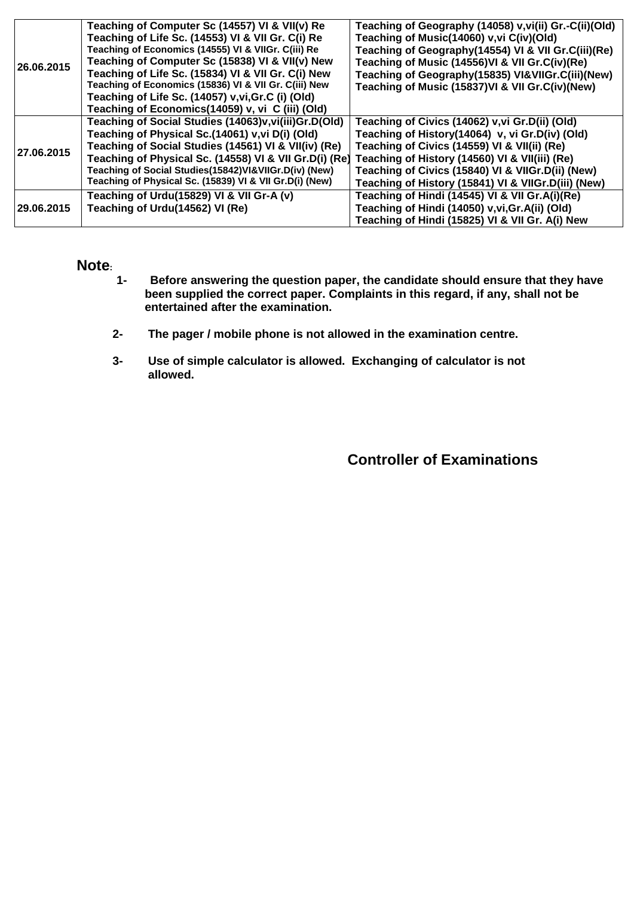| | | |
|---|---|---|
| 26.06.2015 | Teaching of Computer Sc (14557) VI & VII(v) Re<br>Teaching of Life Sc. (14553) VI & VII Gr. C(i) Re<br>Teaching of Economics (14555) VI & VIIGr. C(iii) Re<br>Teaching of Computer Sc (15838) VI & VII(v) New<br>Teaching of Life Sc. (15834) VI & VII Gr. C(i) New<br>Teaching of Economics (15836) VI & VII Gr. C(iii) New<br>Teaching of Life Sc. (14057) v,vi,Gr.C (i) (Old)<br>Teaching of Economics(14059) v, vi C (iii) (Old) | Teaching of Geography (14058) v,vi(ii) Gr.-C(ii)(Old)<br>Teaching of Music(14060) v,vi C(iv)(Old)<br>Teaching of Geography(14554) VI & VII Gr.C(iii)(Re)<br>Teaching of Music (14556)VI & VII Gr.C(iv)(Re)<br>Teaching of Geography(15835) VI&VIIGr.C(iii)(New)<br>Teaching of Music (15837)VI & VII Gr.C(iv)(New) |
| 27.06.2015 | Teaching of Social Studies (14063)v,vi(iii)Gr.D(Old)<br>Teaching of Physical Sc.(14061) v,vi D(i) (Old)<br>Teaching of Social Studies (14561) VI & VII(iv) (Re)<br>Teaching of Physical Sc. (14558) VI & VII Gr.D(i) (Re)<br>Teaching of Social Studies(15842)VI&VIIGr.D(iv) (New)<br>Teaching of Physical Sc. (15839) VI & VII Gr.D(i) (New) | Teaching of Civics (14062) v,vi Gr.D(ii) (Old)<br>Teaching of History(14064) v, vi Gr.D(iv) (Old)<br>Teaching of Civics (14559) VI & VII(ii) (Re)<br>Teaching of History (14560) VI & VII(iii) (Re)<br>Teaching of Civics (15840) VI & VIIGr.D(ii) (New)<br>Teaching of History (15841) VI & VIIGr.D(iii) (New) |
| 29.06.2015 | Teaching of Urdu(15829) VI & VII Gr-A (v)<br>Teaching of Urdu(14562) VI (Re) | Teaching of Hindi (14545) VI & VII Gr.A(i)(Re)<br>Teaching of Hindi (14050) v,vi,Gr.A(ii) (Old)<br>Teaching of Hindi (15825) VI & VII Gr. A(i) New |

**Note:**

1- Before answering the question paper, the candidate should ensure that they have been supplied the correct paper. Complaints in this regard, if any, shall not be entertained after the examination.

2- The pager / mobile phone is not allowed in the examination centre.

3- Use of simple calculator is allowed. Exchanging of calculator is not allowed.

**Controller of Examinations**